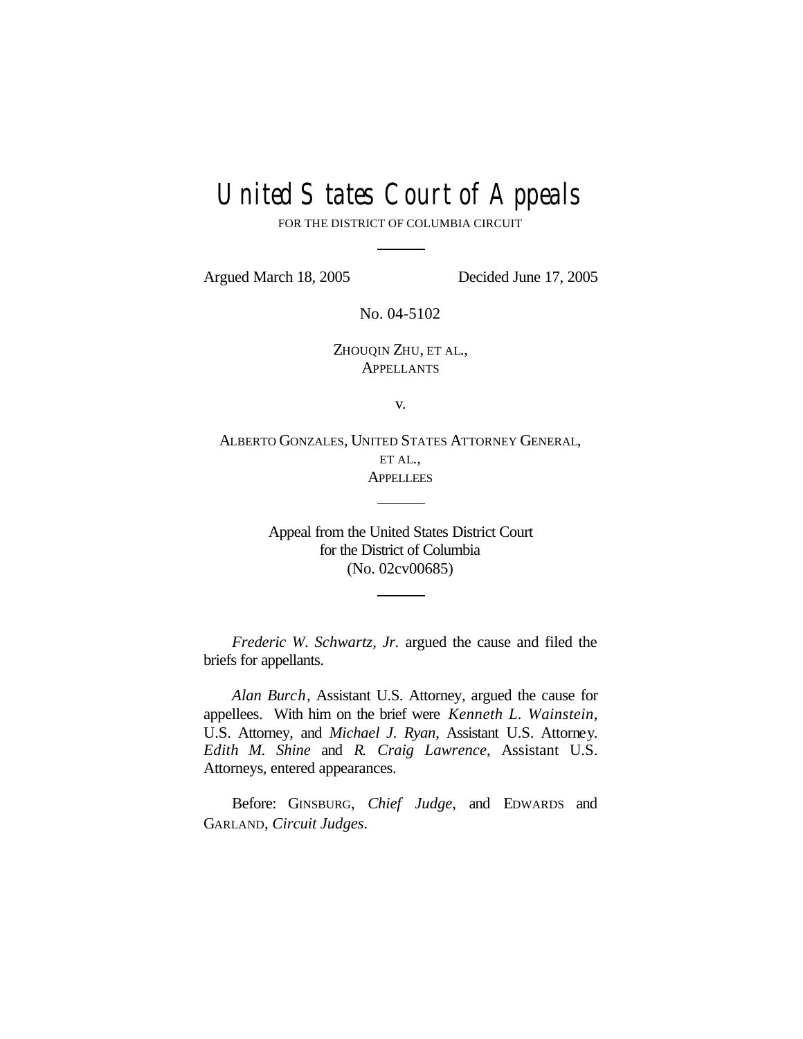# United States Court of Appeals

FOR THE DISTRICT OF COLUMBIA CIRCUIT

Argued March 18, 2005 Decided June 17, 2005

No. 04-5102

ZHOUQIN ZHU, ET AL.,
APPELLANTS

v.

ALBERTO GONZALES, UNITED STATES ATTORNEY GENERAL,
ET AL.,
APPELLEES

Appeal from the United States District Court
for the District of Columbia
(No. 02cv00685)

*Frederic W. Schwartz, Jr.* argued the cause and filed the briefs for appellants.

*Alan Burch*, Assistant U.S. Attorney, argued the cause for appellees. With him on the brief were *Kenneth L. Wainstein*, U.S. Attorney, and *Michael J. Ryan*, Assistant U.S. Attorney. *Edith M. Shine* and *R. Craig Lawrence*, Assistant U.S. Attorneys, entered appearances.

Before: GINSBURG, *Chief Judge*, and EDWARDS and GARLAND, *Circuit Judges*.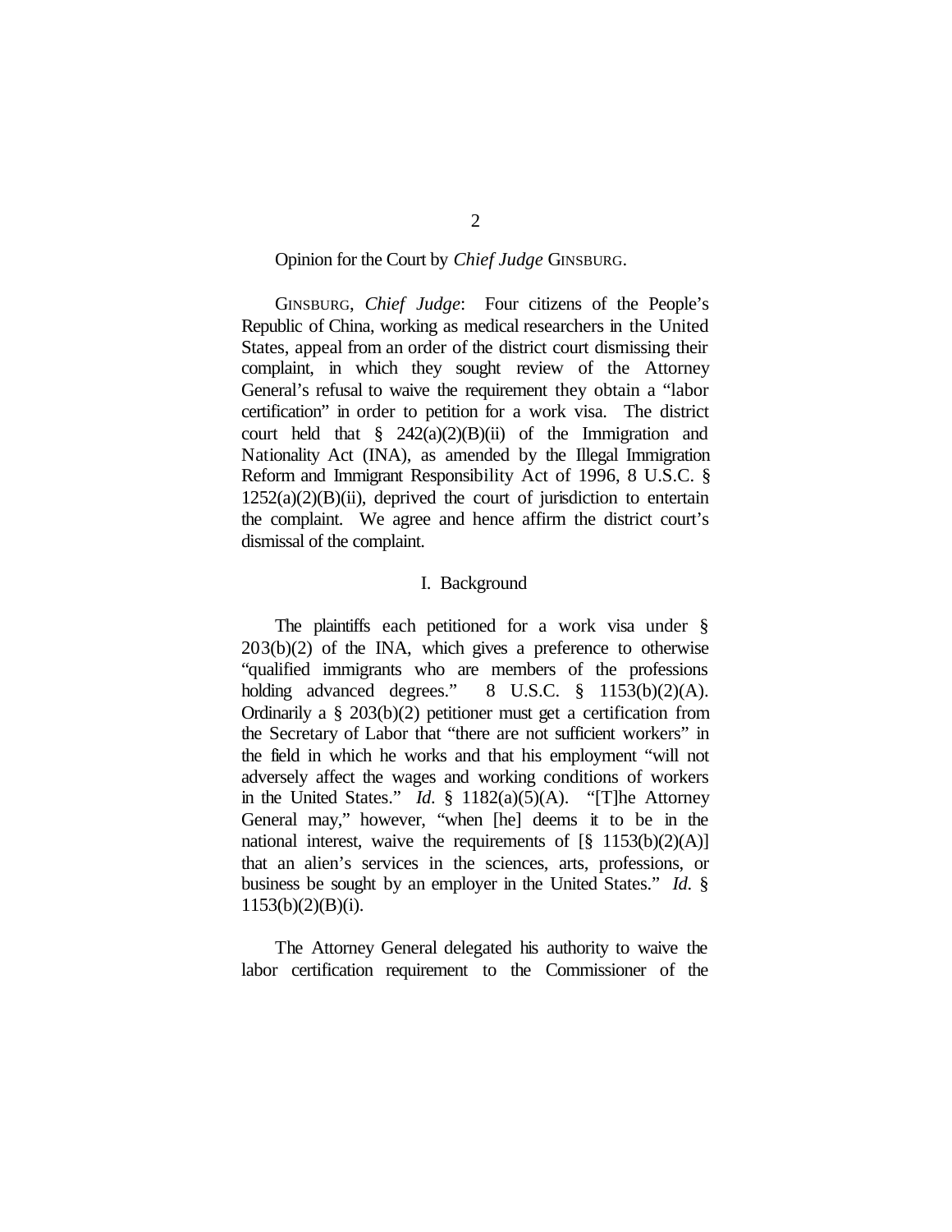Opinion for the Court by *Chief Judge* GINSBURG.

GINSBURG, *Chief Judge*: Four citizens of the People's Republic of China, working as medical researchers in the United States, appeal from an order of the district court dismissing their complaint, in which they sought review of the Attorney General's refusal to waive the requirement they obtain a "labor certification" in order to petition for a work visa. The district court held that § 242(a)(2)(B)(ii) of the Immigration and Nationality Act (INA), as amended by the Illegal Immigration Reform and Immigrant Responsibility Act of 1996, 8 U.S.C. § 1252(a)(2)(B)(ii), deprived the court of jurisdiction to entertain the complaint. We agree and hence affirm the district court's dismissal of the complaint.

## I. Background

The plaintiffs each petitioned for a work visa under § 203(b)(2) of the INA, which gives a preference to otherwise "qualified immigrants who are members of the professions holding advanced degrees." 8 U.S.C. § 1153(b)(2)(A). Ordinarily a § 203(b)(2) petitioner must get a certification from the Secretary of Labor that "there are not sufficient workers" in the field in which he works and that his employment "will not adversely affect the wages and working conditions of workers in the United States." *Id.* § 1182(a)(5)(A). "[T]he Attorney General may," however, "when [he] deems it to be in the national interest, waive the requirements of [§ 1153(b)(2)(A)] that an alien's services in the sciences, arts, professions, or business be sought by an employer in the United States." *Id.* § 1153(b)(2)(B)(i).

The Attorney General delegated his authority to waive the labor certification requirement to the Commissioner of the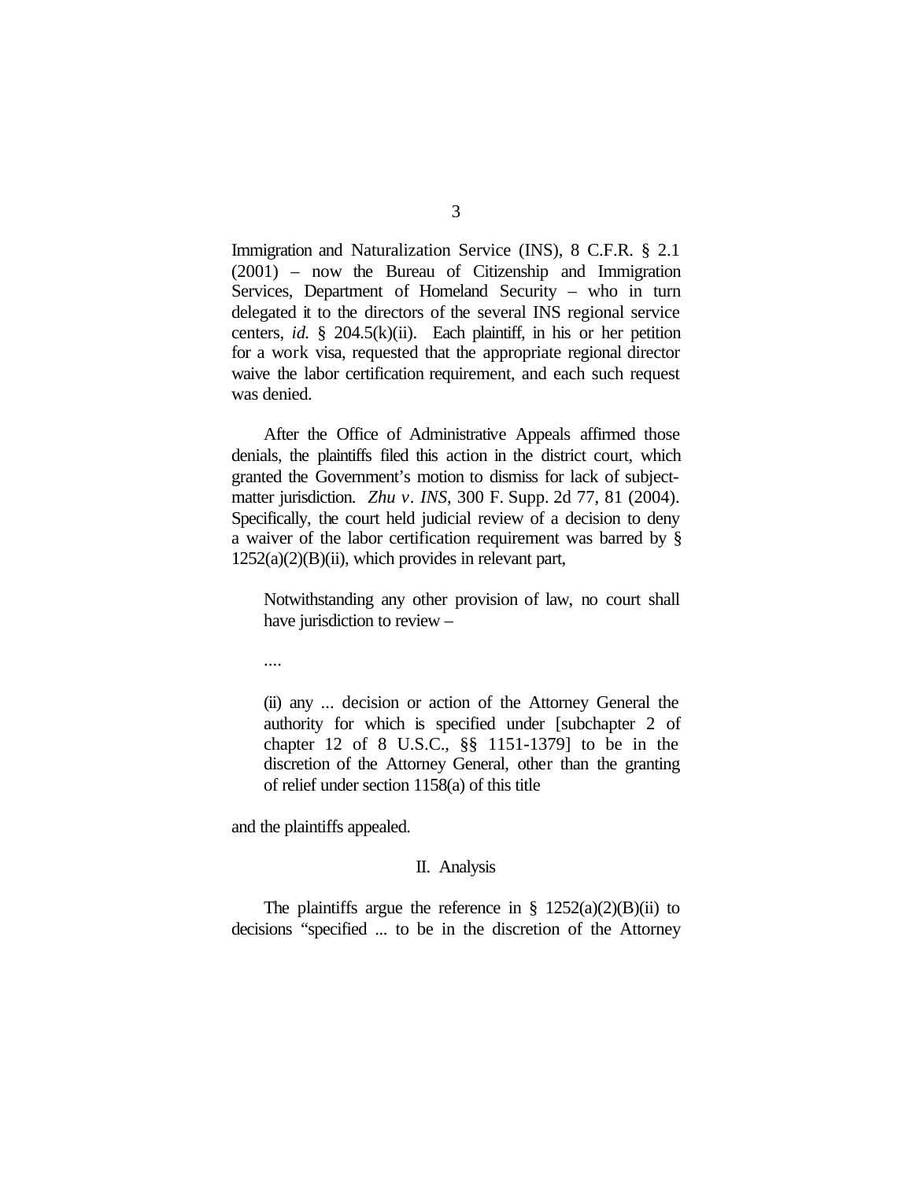Immigration and Naturalization Service (INS), 8 C.F.R. § 2.1 (2001) – now the Bureau of Citizenship and Immigration Services, Department of Homeland Security – who in turn delegated it to the directors of the several INS regional service centers, *id.* § 204.5(k)(ii). Each plaintiff, in his or her petition for a work visa, requested that the appropriate regional director waive the labor certification requirement, and each such request was denied.

After the Office of Administrative Appeals affirmed those denials, the plaintiffs filed this action in the district court, which granted the Government's motion to dismiss for lack of subject-matter jurisdiction. *Zhu v. INS*, 300 F. Supp. 2d 77, 81 (2004). Specifically, the court held judicial review of a decision to deny a waiver of the labor certification requirement was barred by § 1252(a)(2)(B)(ii), which provides in relevant part,

> Notwithstanding any other provision of law, no court shall have jurisdiction to review –
>
> ....
>
> (ii) any ... decision or action of the Attorney General the authority for which is specified under [subchapter 2 of chapter 12 of 8 U.S.C., §§ 1151-1379] to be in the discretion of the Attorney General, other than the granting of relief under section 1158(a) of this title

and the plaintiffs appealed.

## II. Analysis

The plaintiffs argue the reference in § 1252(a)(2)(B)(ii) to decisions "specified ... to be in the discretion of the Attorney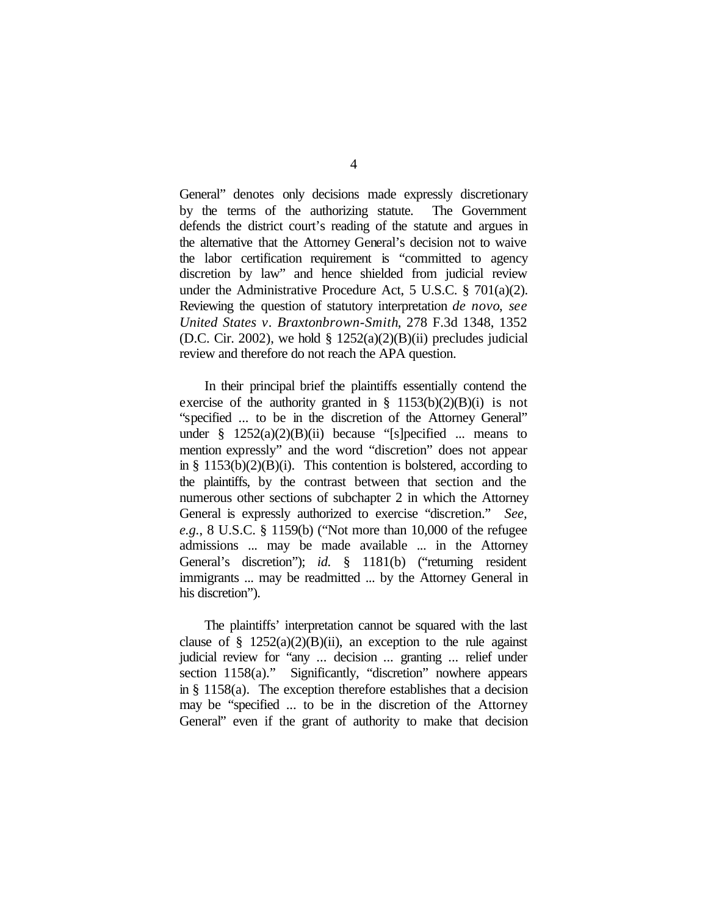General" denotes only decisions made expressly discretionary by the terms of the authorizing statute. The Government defends the district court's reading of the statute and argues in the alternative that the Attorney General's decision not to waive the labor certification requirement is "committed to agency discretion by law" and hence shielded from judicial review under the Administrative Procedure Act, 5 U.S.C. § 701(a)(2). Reviewing the question of statutory interpretation *de novo*, *see United States v. Braxtonbrown-Smith*, 278 F.3d 1348, 1352 (D.C. Cir. 2002), we hold § 1252(a)(2)(B)(ii) precludes judicial review and therefore do not reach the APA question.

In their principal brief the plaintiffs essentially contend the exercise of the authority granted in § 1153(b)(2)(B)(i) is not "specified ... to be in the discretion of the Attorney General" under § 1252(a)(2)(B)(ii) because "[s]pecified ... means to mention expressly" and the word "discretion" does not appear in § 1153(b)(2)(B)(i). This contention is bolstered, according to the plaintiffs, by the contrast between that section and the numerous other sections of subchapter 2 in which the Attorney General is expressly authorized to exercise "discretion." *See, e.g.*, 8 U.S.C. § 1159(b) ("Not more than 10,000 of the refugee admissions ... may be made available ... in the Attorney General's discretion"); *id.* § 1181(b) ("returning resident immigrants ... may be readmitted ... by the Attorney General in his discretion").

The plaintiffs' interpretation cannot be squared with the last clause of § 1252(a)(2)(B)(ii), an exception to the rule against judicial review for "any ... decision ... granting ... relief under section 1158(a)." Significantly, "discretion" nowhere appears in § 1158(a). The exception therefore establishes that a decision may be "specified ... to be in the discretion of the Attorney General" even if the grant of authority to make that decision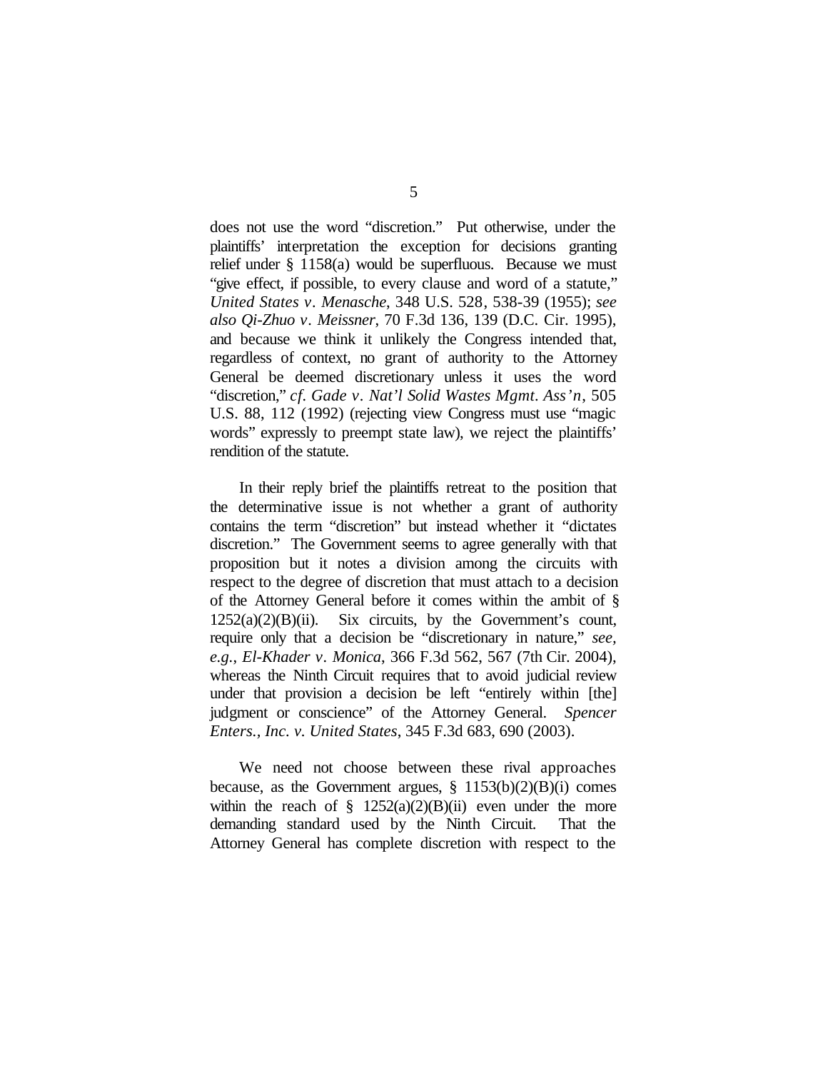does not use the word "discretion." Put otherwise, under the plaintiffs' interpretation the exception for decisions granting relief under § 1158(a) would be superfluous. Because we must "give effect, if possible, to every clause and word of a statute," *United States v. Menasche*, 348 U.S. 528, 538-39 (1955); *see also Qi-Zhuo v. Meissner*, 70 F.3d 136, 139 (D.C. Cir. 1995), and because we think it unlikely the Congress intended that, regardless of context, no grant of authority to the Attorney General be deemed discretionary unless it uses the word "discretion," *cf. Gade v. Nat'l Solid Wastes Mgmt. Ass'n*, 505 U.S. 88, 112 (1992) (rejecting view Congress must use "magic words" expressly to preempt state law), we reject the plaintiffs' rendition of the statute.

In their reply brief the plaintiffs retreat to the position that the determinative issue is not whether a grant of authority contains the term "discretion" but instead whether it "dictates discretion." The Government seems to agree generally with that proposition but it notes a division among the circuits with respect to the degree of discretion that must attach to a decision of the Attorney General before it comes within the ambit of § 1252(a)(2)(B)(ii). Six circuits, by the Government's count, require only that a decision be "discretionary in nature," *see, e.g.*, *El-Khader v. Monica*, 366 F.3d 562, 567 (7th Cir. 2004), whereas the Ninth Circuit requires that to avoid judicial review under that provision a decision be left "entirely within [the] judgment or conscience" of the Attorney General. *Spencer Enters., Inc. v. United States*, 345 F.3d 683, 690 (2003).

We need not choose between these rival approaches because, as the Government argues, § 1153(b)(2)(B)(i) comes within the reach of § 1252(a)(2)(B)(ii) even under the more demanding standard used by the Ninth Circuit. That the Attorney General has complete discretion with respect to the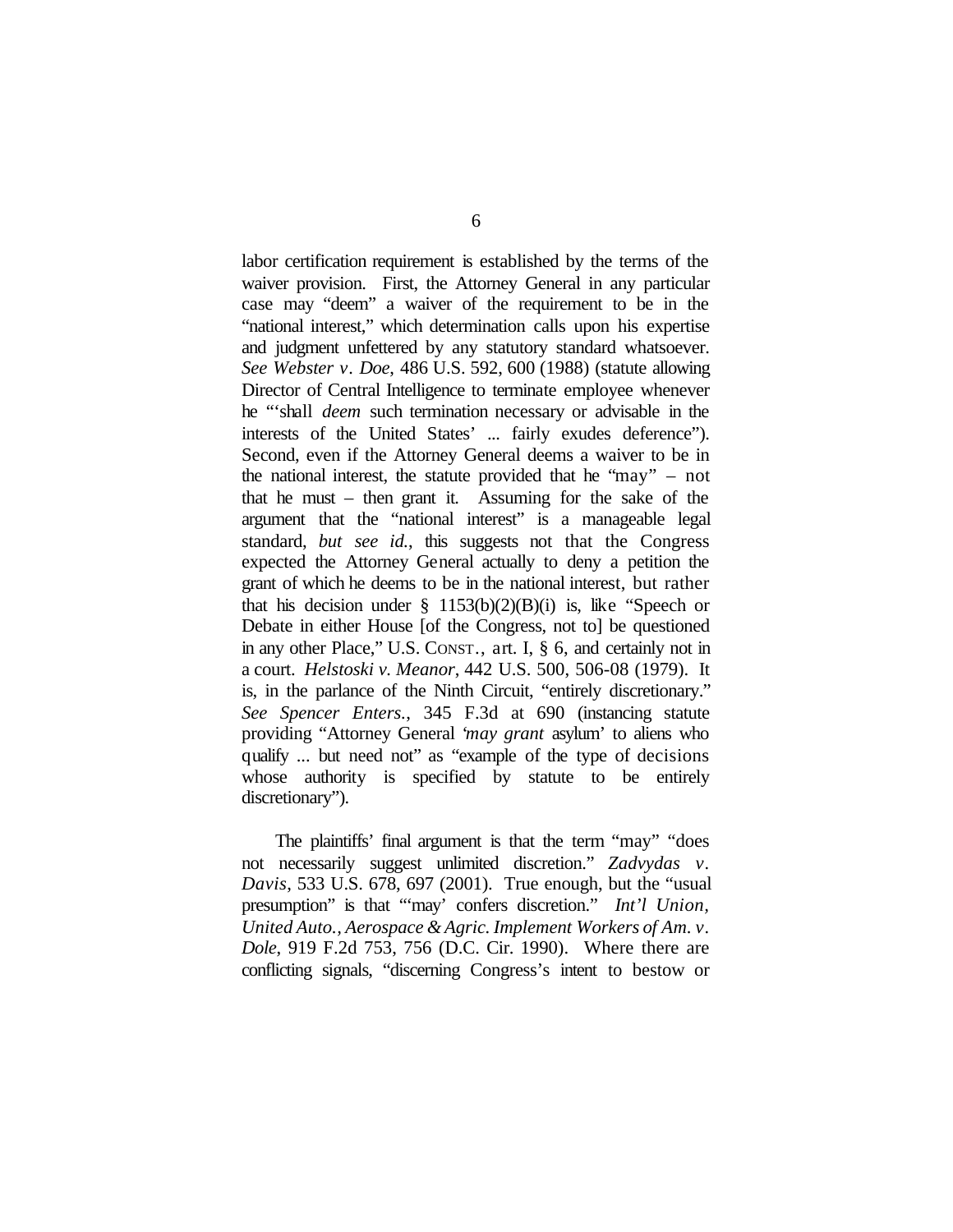labor certification requirement is established by the terms of the waiver provision. First, the Attorney General in any particular case may "deem" a waiver of the requirement to be in the "national interest," which determination calls upon his expertise and judgment unfettered by any statutory standard whatsoever. *See Webster v. Doe*, 486 U.S. 592, 600 (1988) (statute allowing Director of Central Intelligence to terminate employee whenever he "'shall *deem* such termination necessary or advisable in the interests of the United States' ... fairly exudes deference"). Second, even if the Attorney General deems a waiver to be in the national interest, the statute provided that he "may" – not that he must – then grant it. Assuming for the sake of the argument that the "national interest" is a manageable legal standard, *but see id.*, this suggests not that the Congress expected the Attorney General actually to deny a petition the grant of which he deems to be in the national interest, but rather that his decision under § 1153(b)(2)(B)(i) is, like "Speech or Debate in either House [of the Congress, not to] be questioned in any other Place," U.S. CONST., art. I, § 6, and certainly not in a court. *Helstoski v. Meanor*, 442 U.S. 500, 506-08 (1979). It is, in the parlance of the Ninth Circuit, "entirely discretionary." *See Spencer Enters.*, 345 F.3d at 690 (instancing statute providing "Attorney General '*may grant* asylum' to aliens who qualify ... but need not" as "example of the type of decisions whose authority is specified by statute to be entirely discretionary").

The plaintiffs' final argument is that the term "may" "does not necessarily suggest unlimited discretion." *Zadvydas v. Davis*, 533 U.S. 678, 697 (2001). True enough, but the "usual presumption" is that "'may' confers discretion." *Int'l Union, United Auto., Aerospace & Agric. Implement Workers of Am. v. Dole*, 919 F.2d 753, 756 (D.C. Cir. 1990). Where there are conflicting signals, "discerning Congress's intent to bestow or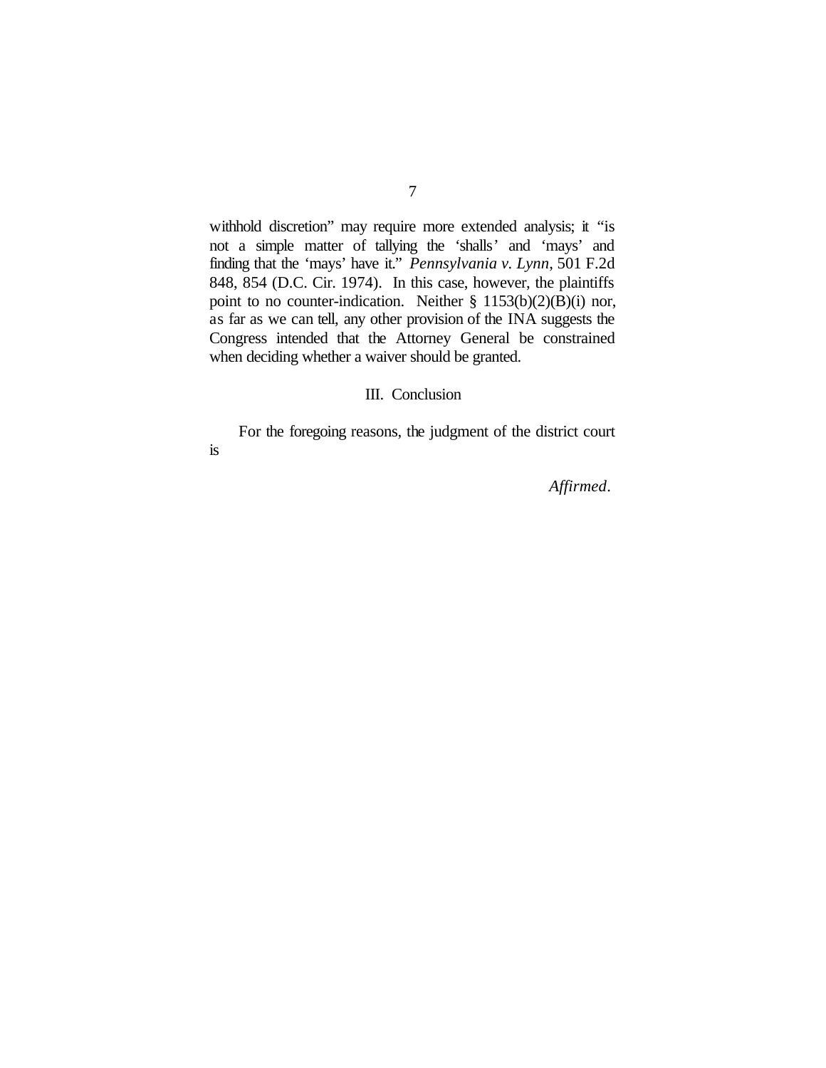withhold discretion" may require more extended analysis; it "is not a simple matter of tallying the 'shalls' and 'mays' and finding that the 'mays' have it." *Pennsylvania v. Lynn*, 501 F.2d 848, 854 (D.C. Cir. 1974). In this case, however, the plaintiffs point to no counter-indication. Neither § 1153(b)(2)(B)(i) nor, as far as we can tell, any other provision of the INA suggests the Congress intended that the Attorney General be constrained when deciding whether a waiver should be granted.

## III. Conclusion

For the foregoing reasons, the judgment of the district court is

*Affirmed*.